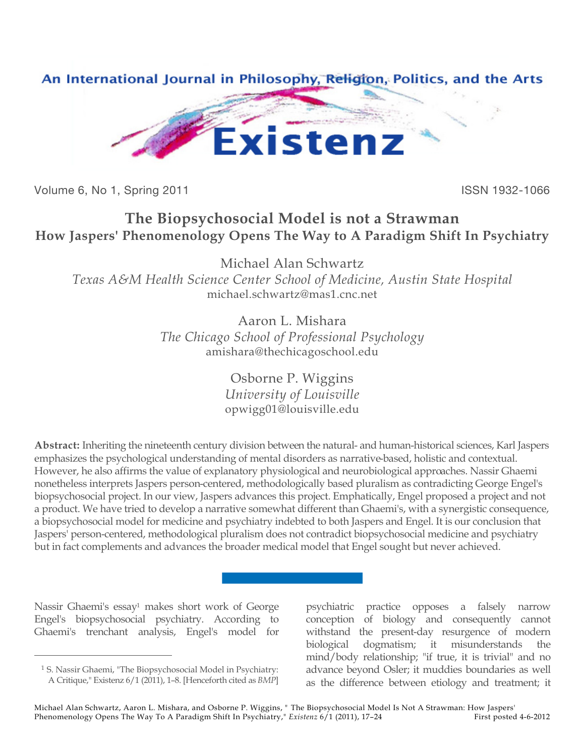# The Biopsychosocial Model is not a Strawman

## How Jaspers' Phenomenology Opens The Way to A Paradigm Shift In Psychiatry

Michael Alan Schwartz
*Texas A&M Health Science Center School of Medicine, Austin State Hospital*
michael.schwartz@mas1.cnc.net

Aaron L. Mishara
*The Chicago School of Professional Psychology*
amishara@thechicagoschool.edu

Osborne P. Wiggins
*University of Louisville*
opwigg01@louisville.edu

**Abstract:** Inheriting the nineteenth century division between the natural- and human-historical sciences, Karl Jaspers emphasizes the psychological understanding of mental disorders as narrative-based, holistic and contextual. However, he also affirms the value of explanatory physiological and neurobiological approaches. Nassir Ghaemi nonetheless interprets Jaspers person-centered, methodologically based pluralism as contradicting George Engel's biopsychosocial project. In our view, Jaspers advances this project. Emphatically, Engel proposed a project and not a product. We have tried to develop a narrative somewhat different than Ghaemi's, with a synergistic consequence, a biopsychosocial model for medicine and psychiatry indebted to both Jaspers and Engel. It is our conclusion that Jaspers' person-centered, methodological pluralism does not contradict biopsychosocial medicine and psychiatry but in fact complements and advances the broader medical model that Engel sought but never achieved.

Nassir Ghaemi's essay[1] makes short work of George Engel's biopsychosocial psychiatry. According to Ghaemi's trenchant analysis, Engel's model for psychiatric practice opposes a falsely narrow conception of biology and consequently cannot withstand the present-day resurgence of modern biological dogmatism; it misunderstands the mind/body relationship; "if true, it is trivial" and no advance beyond Osler; it muddies boundaries as well as the difference between etiology and treatment; it

[1] S. Nassir Ghaemi, "The Biopsychosocial Model in Psychiatry: A Critique," Existenz 6/1 (2011), 1–8. [Henceforth cited as *BMP*]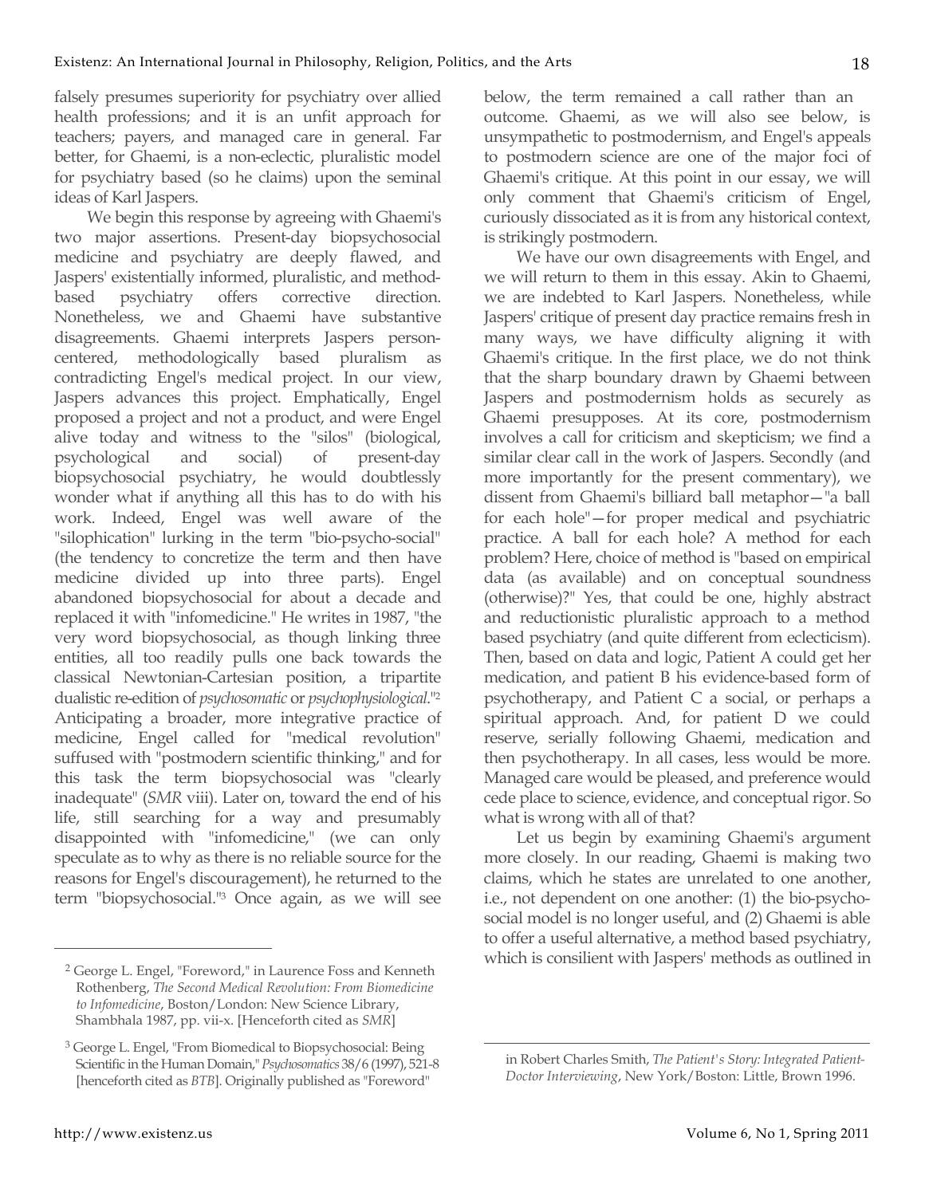falsely presumes superiority for psychiatry over allied health professions; and it is an unfit approach for teachers; payers, and managed care in general. Far better, for Ghaemi, is a non-eclectic, pluralistic model for psychiatry based (so he claims) upon the seminal ideas of Karl Jaspers.

We begin this response by agreeing with Ghaemi's two major assertions. Present-day biopsychosocial medicine and psychiatry are deeply flawed, and Jaspers' existentially informed, pluralistic, and method-based psychiatry offers corrective direction. Nonetheless, we and Ghaemi have substantive disagreements. Ghaemi interprets Jaspers person-centered, methodologically based pluralism as contradicting Engel's medical project. In our view, Jaspers advances this project. Emphatically, Engel proposed a project and not a product, and were Engel alive today and witness to the "silos" (biological, psychological and social) of present-day biopsychosocial psychiatry, he would doubtlessly wonder what if anything all this has to do with his work. Indeed, Engel was well aware of the "silophication" lurking in the term "bio-psycho-social" (the tendency to concretize the term and then have medicine divided up into three parts). Engel abandoned biopsychosocial for about a decade and replaced it with "infomedicine." He writes in 1987, "the very word biopsychosocial, as though linking three entities, all too readily pulls one back towards the classical Newtonian-Cartesian position, a tripartite dualistic re-edition of *psychosomatic* or *psychophysiological*."[2] Anticipating a broader, more integrative practice of medicine, Engel called for "medical revolution" suffused with "postmodern scientific thinking," and for this task the term biopsychosocial was "clearly inadequate" (*SMR* viii). Later on, toward the end of his life, still searching for a way and presumably disappointed with "infomedicine," (we can only speculate as to why as there is no reliable source for the reasons for Engel's discouragement), he returned to the term "biopsychosocial."[3] Once again, as we will see below, the term remained a call rather than an outcome. Ghaemi, as we will also see below, is unsympathetic to postmodernism, and Engel's appeals to postmodern science are one of the major foci of Ghaemi's critique. At this point in our essay, we will only comment that Ghaemi's criticism of Engel, curiously dissociated as it is from any historical context, is strikingly postmodern.

We have our own disagreements with Engel, and we will return to them in this essay. Akin to Ghaemi, we are indebted to Karl Jaspers. Nonetheless, while Jaspers' critique of present day practice remains fresh in many ways, we have difficulty aligning it with Ghaemi's critique. In the first place, we do not think that the sharp boundary drawn by Ghaemi between Jaspers and postmodernism holds as securely as Ghaemi presupposes. At its core, postmodernism involves a call for criticism and skepticism; we find a similar clear call in the work of Jaspers. Secondly (and more importantly for the present commentary), we dissent from Ghaemi's billiard ball metaphor—"a ball for each hole"—for proper medical and psychiatric practice. A ball for each hole? A method for each problem? Here, choice of method is "based on empirical data (as available) and on conceptual soundness (otherwise)?" Yes, that could be one, highly abstract and reductionistic pluralistic approach to a method based psychiatry (and quite different from eclecticism). Then, based on data and logic, Patient A could get her medication, and patient B his evidence-based form of psychotherapy, and Patient C a social, or perhaps a spiritual approach. And, for patient D we could reserve, serially following Ghaemi, medication and then psychotherapy. In all cases, less would be more. Managed care would be pleased, and preference would cede place to science, evidence, and conceptual rigor. So what is wrong with all of that?

Let us begin by examining Ghaemi's argument more closely. In our reading, Ghaemi is making two claims, which he states are unrelated to one another, i.e., not dependent on one another: (1) the bio-psycho-social model is no longer useful, and (2) Ghaemi is able to offer a useful alternative, a method based psychiatry, which is consilient with Jaspers' methods as outlined in

---

[2] George L. Engel, "Foreword," in Laurence Foss and Kenneth Rothenberg, *The Second Medical Revolution: From Biomedicine to Infomedicine*, Boston/London: New Science Library, Shambhala 1987, pp. vii-x. [Henceforth cited as *SMR*]

[3] George L. Engel, "From Biomedical to Biopsychosocial: Being Scientific in the Human Domain," *Psychosomatics* 38/6 (1997), 521-8 [henceforth cited as *BTB*]. Originally published as "Foreword" in Robert Charles Smith, *The Patient's Story: Integrated Patient-Doctor Interviewing*, New York/Boston: Little, Brown 1996.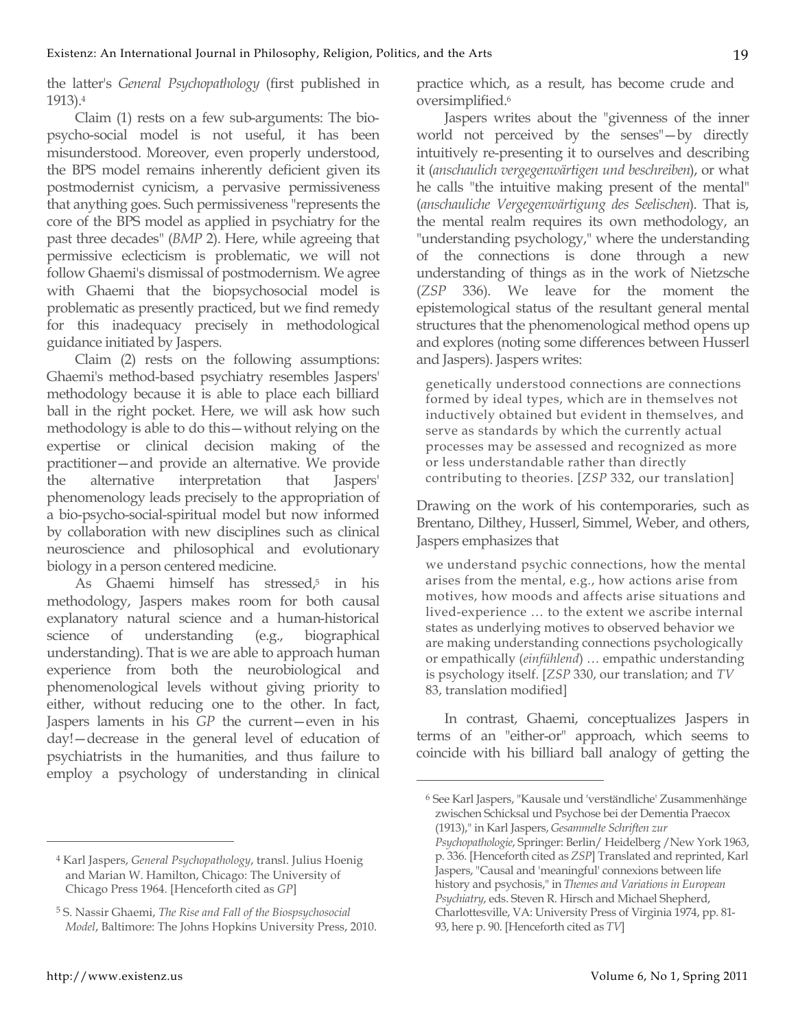the latter's *General Psychopathology* (first published in 1913).[4]

Claim (1) rests on a few sub-arguments: The bio-psycho-social model is not useful, it has been misunderstood. Moreover, even properly understood, the BPS model remains inherently deficient given its postmodernist cynicism, a pervasive permissiveness that anything goes. Such permissiveness "represents the core of the BPS model as applied in psychiatry for the past three decades" (*BMP* 2). Here, while agreeing that permissive eclecticism is problematic, we will not follow Ghaemi's dismissal of postmodernism. We agree with Ghaemi that the biopsychosocial model is problematic as presently practiced, but we find remedy for this inadequacy precisely in methodological guidance initiated by Jaspers.

Claim (2) rests on the following assumptions: Ghaemi's method-based psychiatry resembles Jaspers' methodology because it is able to place each billiard ball in the right pocket. Here, we will ask how such methodology is able to do this—without relying on the expertise or clinical decision making of the practitioner—and provide an alternative. We provide the alternative interpretation that Jaspers' phenomenology leads precisely to the appropriation of a bio-psycho-social-spiritual model but now informed by collaboration with new disciplines such as clinical neuroscience and philosophical and evolutionary biology in a person centered medicine.

As Ghaemi himself has stressed,[5] in his methodology, Jaspers makes room for both causal explanatory natural science and a human-historical science of understanding (e.g., biographical understanding). That is we are able to approach human experience from both the neurobiological and phenomenological levels without giving priority to either, without reducing one to the other. In fact, Jaspers laments in his *GP* the current—even in his day!—decrease in the general level of education of psychiatrists in the humanities, and thus failure to employ a psychology of understanding in clinical practice which, as a result, has become crude and oversimplified.[6]

Jaspers writes about the "givenness of the inner world not perceived by the senses"—by directly intuitively re-presenting it to ourselves and describing it (*anschaulich vergegenwärtigen und beschreiben*), or what he calls "the intuitive making present of the mental" (*anschauliche Vergegenwärtigung des Seelischen*). That is, the mental realm requires its own methodology, an "understanding psychology," where the understanding of the connections is done through a new understanding of things as in the work of Nietzsche (*ZSP* 336). We leave for the moment the epistemological status of the resultant general mental structures that the phenomenological method opens up and explores (noting some differences between Husserl and Jaspers). Jaspers writes:

> genetically understood connections are connections formed by ideal types, which are in themselves not inductively obtained but evident in themselves, and serve as standards by which the currently actual processes may be assessed and recognized as more or less understandable rather than directly contributing to theories. [*ZSP* 332, our translation]

Drawing on the work of his contemporaries, such as Brentano, Dilthey, Husserl, Simmel, Weber, and others, Jaspers emphasizes that

> we understand psychic connections, how the mental arises from the mental, e.g., how actions arise from motives, how moods and affects arise situations and lived-experience … to the extent we ascribe internal states as underlying motives to observed behavior we are making understanding connections psychologically or empathically (*einfühlend*) … empathic understanding is psychology itself. [*ZSP* 330, our translation; and *TV* 83, translation modified]

In contrast, Ghaemi, conceptualizes Jaspers in terms of an "either-or" approach, which seems to coincide with his billiard ball analogy of getting the

---

[4] Karl Jaspers, *General Psychopathology*, transl. Julius Hoenig and Marian W. Hamilton, Chicago: The University of Chicago Press 1964. [Henceforth cited as *GP*]

[5] S. Nassir Ghaemi, *The Rise and Fall of the Biospsychosocial Model*, Baltimore: The Johns Hopkins University Press, 2010.

[6] See Karl Jaspers, "Kausale und 'verständliche' Zusammenhänge zwischen Schicksal und Psychose bei der Dementia Praecox (1913)," in Karl Jaspers, *Gesammelte Schriften zur Psychopathologie*, Springer: Berlin/ Heidelberg /New York 1963, p. 336. [Henceforth cited as *ZSP*] Translated and reprinted, Karl Jaspers, "Causal and 'meaningful' connexions between life history and psychosis," in *Themes and Variations in European Psychiatry*, eds. Steven R. Hirsch and Michael Shepherd, Charlottesville, VA: University Press of Virginia 1974, pp. 81-93, here p. 90. [Henceforth cited as *TV*]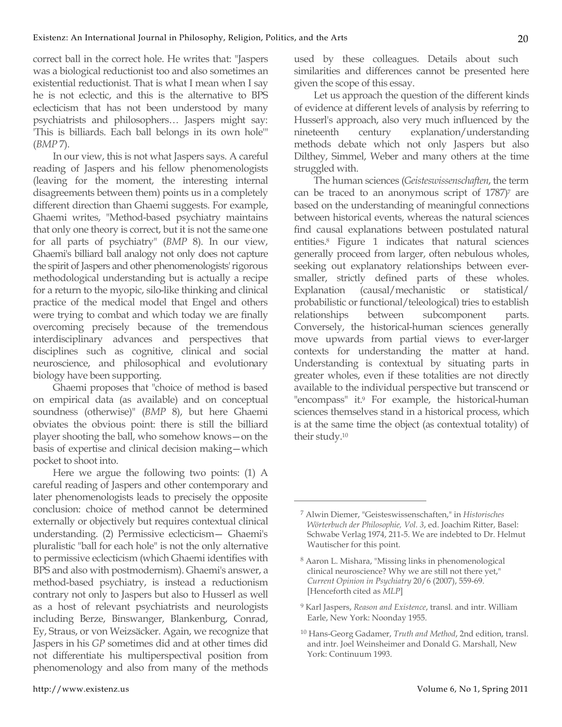correct ball in the correct hole. He writes that: "Jaspers was a biological reductionist too and also sometimes an existential reductionist. That is what I mean when I say he is not eclectic, and this is the alternative to BPS eclecticism that has not been understood by many psychiatrists and philosophers… Jaspers might say: 'This is billiards. Each ball belongs in its own hole'" (*BMP* 7).

In our view, this is not what Jaspers says. A careful reading of Jaspers and his fellow phenomenologists (leaving for the moment, the interesting internal disagreements between them) points us in a completely different direction than Ghaemi suggests. For example, Ghaemi writes, "Method-based psychiatry maintains that only one theory is correct, but it is not the same one for all parts of psychiatry" (*BMP* 8). In our view, Ghaemi's billiard ball analogy not only does not capture the spirit of Jaspers and other phenomenologists' rigorous methodological understanding but is actually a recipe for a return to the myopic, silo-like thinking and clinical practice of the medical model that Engel and others were trying to combat and which today we are finally overcoming precisely because of the tremendous interdisciplinary advances and perspectives that disciplines such as cognitive, clinical and social neuroscience, and philosophical and evolutionary biology have been supporting.

Ghaemi proposes that "choice of method is based on empirical data (as available) and on conceptual soundness (otherwise)" (*BMP* 8), but here Ghaemi obviates the obvious point: there is still the billiard player shooting the ball, who somehow knows—on the basis of expertise and clinical decision making—which pocket to shoot into.

Here we argue the following two points: (1) A careful reading of Jaspers and other contemporary and later phenomenologists leads to precisely the opposite conclusion: choice of method cannot be determined externally or objectively but requires contextual clinical understanding. (2) Permissive eclecticism— Ghaemi's pluralistic "ball for each hole" is not the only alternative to permissive eclecticism (which Ghaemi identifies with BPS and also with postmodernism). Ghaemi's answer, a method-based psychiatry, is instead a reductionism contrary not only to Jaspers but also to Husserl as well as a host of relevant psychiatrists and neurologists including Berze, Binswanger, Blankenburg, Conrad, Ey, Straus, or von Weizsäcker. Again, we recognize that Jaspers in his *GP* sometimes did and at other times did not differentiate his multiperspectival position from phenomenology and also from many of the methods used by these colleagues. Details about such similarities and differences cannot be presented here given the scope of this essay.

Let us approach the question of the different kinds of evidence at different levels of analysis by referring to Husserl's approach, also very much influenced by the nineteenth century explanation/understanding methods debate which not only Jaspers but also Dilthey, Simmel, Weber and many others at the time struggled with.

The human sciences (*Geisteswissenschaften*, the term can be traced to an anonymous script of 1787)[7] are based on the understanding of meaningful connections between historical events, whereas the natural sciences find causal explanations between postulated natural entities.[8] Figure 1 indicates that natural sciences generally proceed from larger, often nebulous wholes, seeking out explanatory relationships between ever-smaller, strictly defined parts of these wholes. Explanation (causal/mechanistic or statistical/probabilistic or functional/teleological) tries to establish relationships between subcomponent parts. Conversely, the historical-human sciences generally move upwards from partial views to ever-larger contexts for understanding the matter at hand. Understanding is contextual by situating parts in greater wholes, even if these totalities are not directly available to the individual perspective but transcend or "encompass" it.[9] For example, the historical-human sciences themselves stand in a historical process, which is at the same time the object (as contextual totality) of their study.[10]

---

[7] Alwin Diemer, "Geisteswissenschaften," in *Historisches Wörterbuch der Philosophie, Vol. 3*, ed. Joachim Ritter, Basel: Schwabe Verlag 1974, 211-5. We are indebted to Dr. Helmut Wautischer for this point.

[8] Aaron L. Mishara, "Missing links in phenomenological clinical neuroscience? Why we are still not there yet," *Current Opinion in Psychiatry* 20/6 (2007), 559-69. [Henceforth cited as *MLP*]

[9] Karl Jaspers, *Reason and Existence*, transl. and intr. William Earle, New York: Noonday 1955.

[10] Hans-Georg Gadamer, *Truth and Method*, 2nd edition, transl. and intr. Joel Weinsheimer and Donald G. Marshall, New York: Continuum 1993.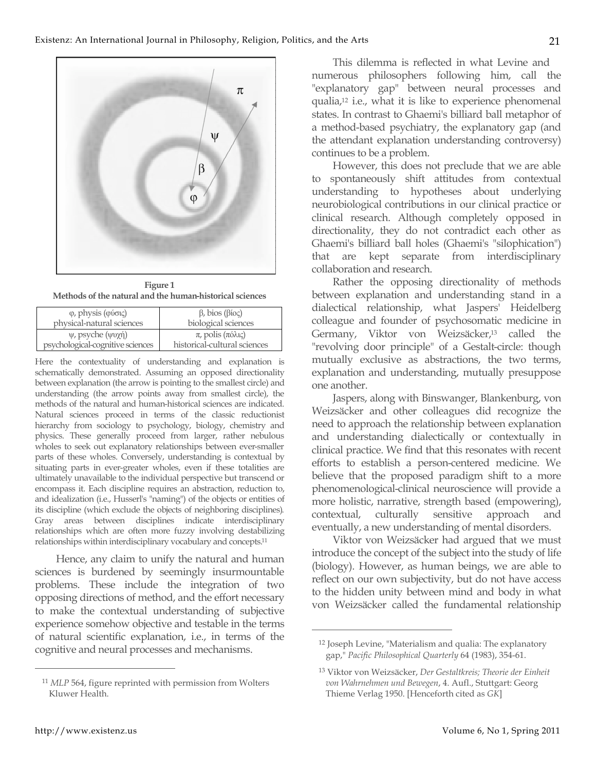**Figure 1**
**Methods of the natural and the human-historical sciences**

| φ, physis (φύσις) physical-natural sciences | β, bios (βίος) biological sciences |
|---|---|
| ψ, psyche (ψυχή) psychological-cognitive sciences | π, polis (πόλις) historical-cultural sciences |

Here the contextuality of understanding and explanation is schematically demonstrated. Assuming an opposed directionality between explanation (the arrow is pointing to the smallest circle) and understanding (the arrow points away from smallest circle), the methods of the natural and human-historical sciences are indicated. Natural sciences proceed in terms of the classic reductionist hierarchy from sociology to psychology, biology, chemistry and physics. These generally proceed from larger, rather nebulous wholes to seek out explanatory relationships between ever-smaller parts of these wholes. Conversely, understanding is contextual by situating parts in ever-greater wholes, even if these totalities are ultimately unavailable to the individual perspective but transcend or encompass it. Each discipline requires an abstraction, reduction to, and idealization (i.e., Husserl's "naming") of the objects or entities of its discipline (which exclude the objects of neighboring disciplines). Gray areas between disciplines indicate interdisciplinary relationships which are often more fuzzy involving destabilizing relationships within interdisciplinary vocabulary and concepts.[11]

Hence, any claim to unify the natural and human sciences is burdened by seemingly insurmountable problems. These include the integration of two opposing directions of method, and the effort necessary to make the contextual understanding of subjective experience somehow objective and testable in the terms of natural scientific explanation, i.e., in terms of the cognitive and neural processes and mechanisms.

This dilemma is reflected in what Levine and numerous philosophers following him, call the "explanatory gap" between neural processes and qualia,[12] i.e., what it is like to experience phenomenal states. In contrast to Ghaemi's billiard ball metaphor of a method-based psychiatry, the explanatory gap (and the attendant explanation understanding controversy) continues to be a problem.

However, this does not preclude that we are able to spontaneously shift attitudes from contextual understanding to hypotheses about underlying neurobiological contributions in our clinical practice or clinical research. Although completely opposed in directionality, they do not contradict each other as Ghaemi's billiard ball holes (Ghaemi's "silophication") that are kept separate from interdisciplinary collaboration and research.

Rather the opposing directionality of methods between explanation and understanding stand in a dialectical relationship, what Jaspers' Heidelberg colleague and founder of psychosomatic medicine in Germany, Viktor von Weizsäcker,[13] called the "revolving door principle" of a Gestalt-circle: though mutually exclusive as abstractions, the two terms, explanation and understanding, mutually presuppose one another.

Jaspers, along with Binswanger, Blankenburg, von Weizsäcker and other colleagues did recognize the need to approach the relationship between explanation and understanding dialectically or contextually in clinical practice. We find that this resonates with recent efforts to establish a person-centered medicine. We believe that the proposed paradigm shift to a more phenomenological-clinical neuroscience will provide a more holistic, narrative, strength based (empowering), contextual, culturally sensitive approach and eventually, a new understanding of mental disorders.

Viktor von Weizsäcker had argued that we must introduce the concept of the subject into the study of life (biology). However, as human beings, we are able to reflect on our own subjectivity, but do not have access to the hidden unity between mind and body in what von Weizsäcker called the fundamental relationship

---

[11] *MLP* 564, figure reprinted with permission from Wolters Kluwer Health.

[12] Joseph Levine, "Materialism and qualia: The explanatory gap," *Pacific Philosophical Quarterly* 64 (1983), 354-61.

[13] Viktor von Weizsäcker, *Der Gestaltkreis; Theorie der Einheit von Wahrnehmen und Bewegen*, 4. Aufl., Stuttgart: Georg Thieme Verlag 1950. [Henceforth cited as *GK*]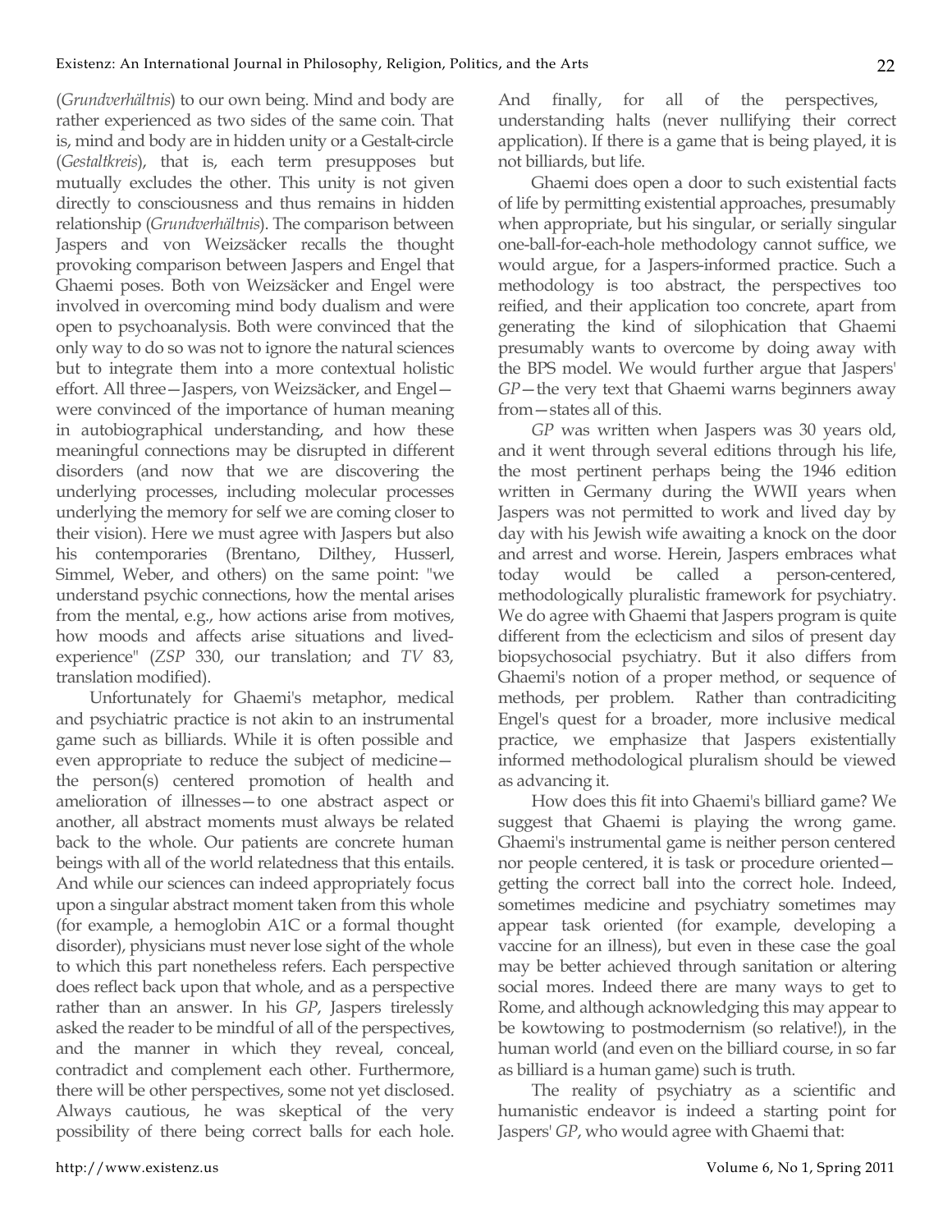(*Grundverhältnis*) to our own being. Mind and body are rather experienced as two sides of the same coin. That is, mind and body are in hidden unity or a Gestalt-circle (*Gestaltkreis*), that is, each term presupposes but mutually excludes the other. This unity is not given directly to consciousness and thus remains in hidden relationship (*Grundverhältnis*). The comparison between Jaspers and von Weizsäcker recalls the thought provoking comparison between Jaspers and Engel that Ghaemi poses. Both von Weizsäcker and Engel were involved in overcoming mind body dualism and were open to psychoanalysis. Both were convinced that the only way to do so was not to ignore the natural sciences but to integrate them into a more contextual holistic effort. All three—Jaspers, von Weizsäcker, and Engel—were convinced of the importance of human meaning in autobiographical understanding, and how these meaningful connections may be disrupted in different disorders (and now that we are discovering the underlying processes, including molecular processes underlying the memory for self we are coming closer to their vision). Here we must agree with Jaspers but also his contemporaries (Brentano, Dilthey, Husserl, Simmel, Weber, and others) on the same point: "we understand psychic connections, how the mental arises from the mental, e.g., how actions arise from motives, how moods and affects arise situations and lived-experience" (*ZSP* 330, our translation; and *TV* 83, translation modified).

Unfortunately for Ghaemi's metaphor, medical and psychiatric practice is not akin to an instrumental game such as billiards. While it is often possible and even appropriate to reduce the subject of medicine—the person(s) centered promotion of health and amelioration of illnesses—to one abstract aspect or another, all abstract moments must always be related back to the whole. Our patients are concrete human beings with all of the world relatedness that this entails. And while our sciences can indeed appropriately focus upon a singular abstract moment taken from this whole (for example, a hemoglobin A1C or a formal thought disorder), physicians must never lose sight of the whole to which this part nonetheless refers. Each perspective does reflect back upon that whole, and as a perspective rather than an answer. In his *GP*, Jaspers tirelessly asked the reader to be mindful of all of the perspectives, and the manner in which they reveal, conceal, contradict and complement each other. Furthermore, there will be other perspectives, some not yet disclosed. Always cautious, he was skeptical of the very possibility of there being correct balls for each hole. And finally, for all of the perspectives, understanding halts (never nullifying their correct application). If there is a game that is being played, it is not billiards, but life.

Ghaemi does open a door to such existential facts of life by permitting existential approaches, presumably when appropriate, but his singular, or serially singular one-ball-for-each-hole methodology cannot suffice, we would argue, for a Jaspers-informed practice. Such a methodology is too abstract, the perspectives too reified, and their application too concrete, apart from generating the kind of silophication that Ghaemi presumably wants to overcome by doing away with the BPS model. We would further argue that Jaspers' *GP*—the very text that Ghaemi warns beginners away from—states all of this.

*GP* was written when Jaspers was 30 years old, and it went through several editions through his life, the most pertinent perhaps being the 1946 edition written in Germany during the WWII years when Jaspers was not permitted to work and lived day by day with his Jewish wife awaiting a knock on the door and arrest and worse. Herein, Jaspers embraces what today would be called a person-centered, methodologically pluralistic framework for psychiatry. We do agree with Ghaemi that Jaspers program is quite different from the eclecticism and silos of present day biopsychosocial psychiatry. But it also differs from Ghaemi's notion of a proper method, or sequence of methods, per problem. Rather than contradiciting Engel's quest for a broader, more inclusive medical practice, we emphasize that Jaspers existentially informed methodological pluralism should be viewed as advancing it.

How does this fit into Ghaemi's billiard game? We suggest that Ghaemi is playing the wrong game. Ghaemi's instrumental game is neither person centered nor people centered, it is task or procedure oriented—getting the correct ball into the correct hole. Indeed, sometimes medicine and psychiatry sometimes may appear task oriented (for example, developing a vaccine for an illness), but even in these case the goal may be better achieved through sanitation or altering social mores. Indeed there are many ways to get to Rome, and although acknowledging this may appear to be kowtowing to postmodernism (so relative!), in the human world (and even on the billiard course, in so far as billiard is a human game) such is truth.

The reality of psychiatry as a scientific and humanistic endeavor is indeed a starting point for Jaspers' *GP*, who would agree with Ghaemi that: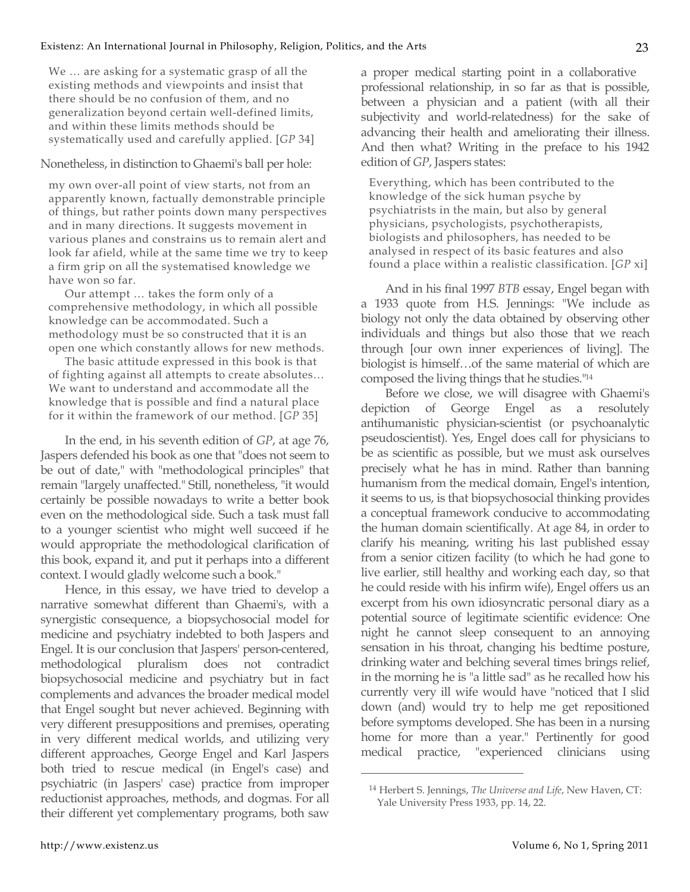> We … are asking for a systematic grasp of all the existing methods and viewpoints and insist that there should be no confusion of them, and no generalization beyond certain well-defined limits, and within these limits methods should be systematically used and carefully applied. [*GP* 34]

Nonetheless, in distinction to Ghaemi's ball per hole:

> my own over-all point of view starts, not from an apparently known, factually demonstrable principle of things, but rather points down many perspectives and in many directions. It suggests movement in various planes and constrains us to remain alert and look far afield, while at the same time we try to keep a firm grip on all the systematised knowledge we have won so far.
>
> Our attempt … takes the form only of a comprehensive methodology, in which all possible knowledge can be accommodated. Such a methodology must be so constructed that it is an open one which constantly allows for new methods.
>
> The basic attitude expressed in this book is that of fighting against all attempts to create absolutes… We want to understand and accommodate all the knowledge that is possible and find a natural place for it within the framework of our method. [*GP* 35]

In the end, in his seventh edition of *GP*, at age 76, Jaspers defended his book as one that "does not seem to be out of date," with "methodological principles" that remain "largely unaffected." Still, nonetheless, "it would certainly be possible nowadays to write a better book even on the methodological side. Such a task must fall to a younger scientist who might well succeed if he would appropriate the methodological clarification of this book, expand it, and put it perhaps into a different context. I would gladly welcome such a book."

Hence, in this essay, we have tried to develop a narrative somewhat different than Ghaemi's, with a synergistic consequence, a biopsychosocial model for medicine and psychiatry indebted to both Jaspers and Engel. It is our conclusion that Jaspers' person-centered, methodological pluralism does not contradict biopsychosocial medicine and psychiatry but in fact complements and advances the broader medical model that Engel sought but never achieved. Beginning with very different presuppositions and premises, operating in very different medical worlds, and utilizing very different approaches, George Engel and Karl Jaspers both tried to rescue medical (in Engel's case) and psychiatric (in Jaspers' case) practice from improper reductionist approaches, methods, and dogmas. For all their different yet complementary programs, both saw a proper medical starting point in a collaborative professional relationship, in so far as that is possible, between a physician and a patient (with all their subjectivity and world-relatedness) for the sake of advancing their health and ameliorating their illness. And then what? Writing in the preface to his 1942 edition of *GP*, Jaspers states:

> Everything, which has been contributed to the knowledge of the sick human psyche by psychiatrists in the main, but also by general physicians, psychologists, psychotherapists, biologists and philosophers, has needed to be analysed in respect of its basic features and also found a place within a realistic classification. [*GP* xi]

And in his final 1997 *BTB* essay, Engel began with a 1933 quote from H.S. Jennings: "We include as biology not only the data obtained by observing other individuals and things but also those that we reach through [our own inner experiences of living]. The biologist is himself…of the same material of which are composed the living things that he studies."[14]

Before we close, we will disagree with Ghaemi's depiction of George Engel as a resolutely antihumanistic physician-scientist (or psychoanalytic pseudoscientist). Yes, Engel does call for physicians to be as scientific as possible, but we must ask ourselves precisely what he has in mind. Rather than banning humanism from the medical domain, Engel's intention, it seems to us, is that biopsychosocial thinking provides a conceptual framework conducive to accommodating the human domain scientifically. At age 84, in order to clarify his meaning, writing his last published essay from a senior citizen facility (to which he had gone to live earlier, still healthy and working each day, so that he could reside with his infirm wife), Engel offers us an excerpt from his own idiosyncratic personal diary as a potential source of legitimate scientific evidence: One night he cannot sleep consequent to an annoying sensation in his throat, changing his bedtime posture, drinking water and belching several times brings relief, in the morning he is "a little sad" as he recalled how his currently very ill wife would have "noticed that I slid down (and) would try to help me get repositioned before symptoms developed. She has been in a nursing home for more than a year." Pertinently for good medical practice, "experienced clinicians using

---

[14] Herbert S. Jennings, *The Universe and Life*, New Haven, CT: Yale University Press 1933, pp. 14, 22.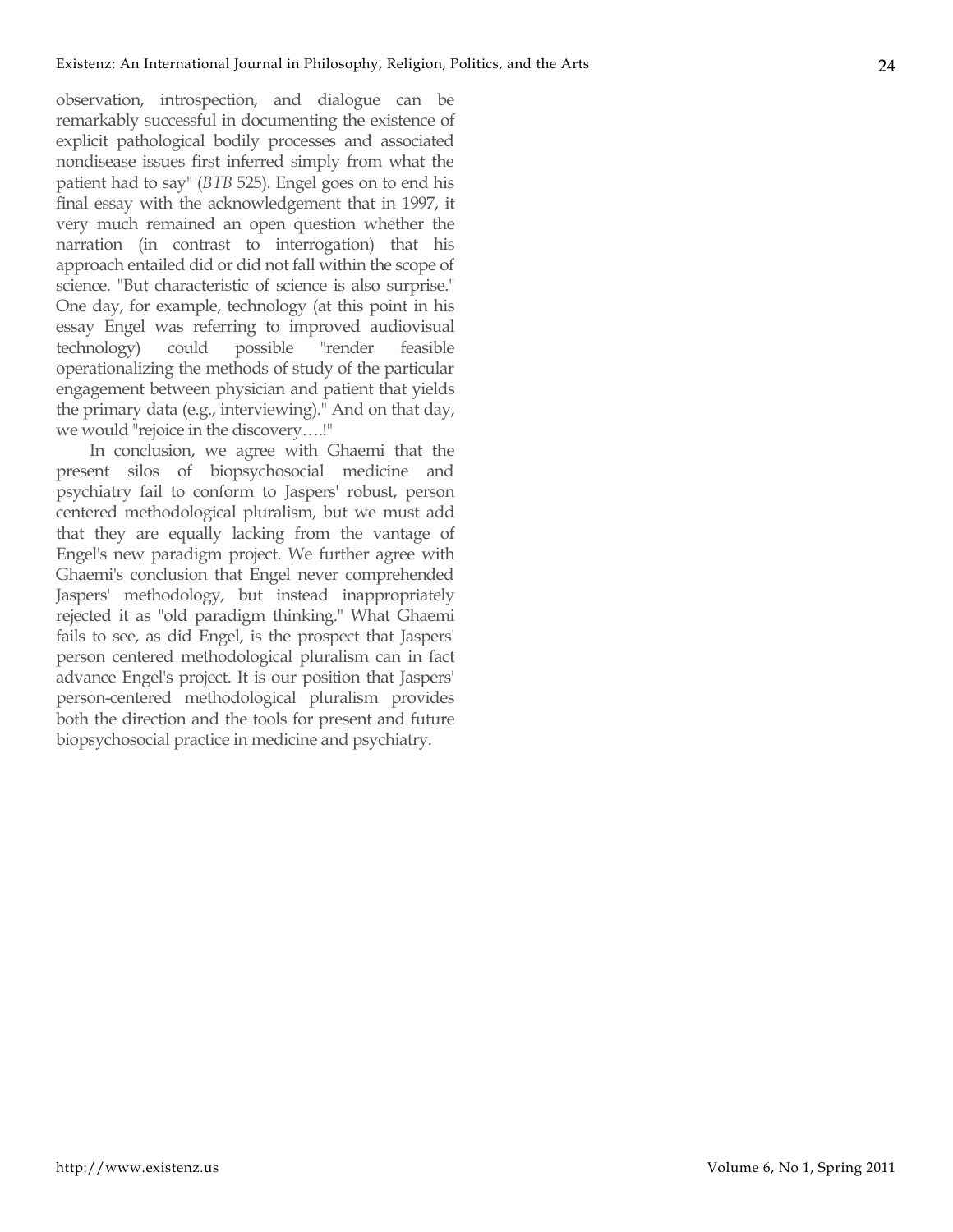observation, introspection, and dialogue can be remarkably successful in documenting the existence of explicit pathological bodily processes and associated nondisease issues first inferred simply from what the patient had to say" (*BTB* 525). Engel goes on to end his final essay with the acknowledgement that in 1997, it very much remained an open question whether the narration (in contrast to interrogation) that his approach entailed did or did not fall within the scope of science. "But characteristic of science is also surprise." One day, for example, technology (at this point in his essay Engel was referring to improved audiovisual technology) could possible "render feasible operationalizing the methods of study of the particular engagement between physician and patient that yields the primary data (e.g., interviewing)." And on that day, we would "rejoice in the discovery….!"

In conclusion, we agree with Ghaemi that the present silos of biopsychosocial medicine and psychiatry fail to conform to Jaspers' robust, person centered methodological pluralism, but we must add that they are equally lacking from the vantage of Engel's new paradigm project. We further agree with Ghaemi's conclusion that Engel never comprehended Jaspers' methodology, but instead inappropriately rejected it as "old paradigm thinking." What Ghaemi fails to see, as did Engel, is the prospect that Jaspers' person centered methodological pluralism can in fact advance Engel's project. It is our position that Jaspers' person-centered methodological pluralism provides both the direction and the tools for present and future biopsychosocial practice in medicine and psychiatry.